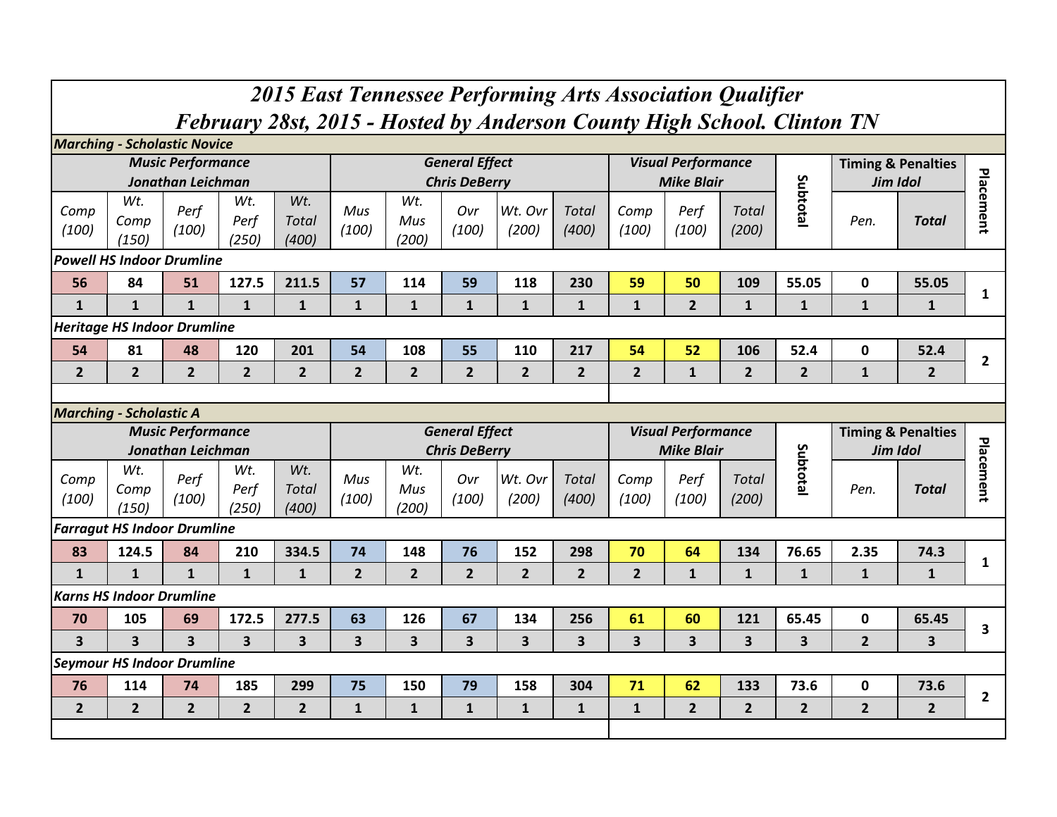# 2015 East Tennessee Performing Arts Association Qualifier

## February 28st, 2015 - Hosted by Anderson County High School. Clinton TN

### Marching - Scholastic Novice

| Music Performance Jonathan Leichman | | | | | General Effect Chris DeBerry | | | | | Visual Performance Mike Blair | | | Subtotal | Timing & Penalties Jim Idol | | Placement |
|---|---|---|---|---|---|---|---|---|---|---|---|---|---|---|---|---|
| Comp (100) | Wt. Comp (150) | Perf (100) | Wt. Perf (250) | Wt. Total (400) | Mus (100) | Wt. Mus (200) | Ovr (100) | Wt. Ovr (200) | Total (400) | Comp (100) | Perf (100) | Total (200) | | Pen. | Total | |
| **Powell HS Indoor Drumline** | | | | | | | | | | | | | | | | |
| 56 | 84 | 51 | 127.5 | 211.5 | 57 | 114 | 59 | 118 | 230 | 59 | 50 | 109 | 55.05 | 0 | 55.05 | 1 |
| 1 | 1 | 1 | 1 | 1 | 1 | 1 | 1 | 1 | 1 | 1 | 2 | 1 | 1 | 1 | 1 | |
| **Heritage HS Indoor Drumline** | | | | | | | | | | | | | | | | |
| 54 | 81 | 48 | 120 | 201 | 54 | 108 | 55 | 110 | 217 | 54 | 52 | 106 | 52.4 | 0 | 52.4 | 2 |
| 2 | 2 | 2 | 2 | 2 | 2 | 2 | 2 | 2 | 2 | 2 | 1 | 2 | 2 | 1 | 2 | |

### Marching - Scholastic A

| Music Performance Jonathan Leichman | | | | | General Effect Chris DeBerry | | | | | Visual Performance Mike Blair | | | Subtotal | Timing & Penalties Jim Idol | | Placement |
|---|---|---|---|---|---|---|---|---|---|---|---|---|---|---|---|---|
| Comp (100) | Wt. Comp (150) | Perf (100) | Wt. Perf (250) | Wt. Total (400) | Mus (100) | Wt. Mus (200) | Ovr (100) | Wt. Ovr (200) | Total (400) | Comp (100) | Perf (100) | Total (200) | | Pen. | Total | |
| **Farragut HS Indoor Drumline** | | | | | | | | | | | | | | | | |
| 83 | 124.5 | 84 | 210 | 334.5 | 74 | 148 | 76 | 152 | 298 | 70 | 64 | 134 | 76.65 | 2.35 | 74.3 | 1 |
| 1 | 1 | 1 | 1 | 1 | 2 | 2 | 2 | 2 | 2 | 2 | 1 | 1 | 1 | 1 | 1 | |
| **Karns HS Indoor Drumline** | | | | | | | | | | | | | | | | |
| 70 | 105 | 69 | 172.5 | 277.5 | 63 | 126 | 67 | 134 | 256 | 61 | 60 | 121 | 65.45 | 0 | 65.45 | 3 |
| 3 | 3 | 3 | 3 | 3 | 3 | 3 | 3 | 3 | 3 | 3 | 3 | 3 | 3 | 2 | 3 | |
| **Seymour HS Indoor Drumline** | | | | | | | | | | | | | | | | |
| 76 | 114 | 74 | 185 | 299 | 75 | 150 | 79 | 158 | 304 | 71 | 62 | 133 | 73.6 | 0 | 73.6 | 2 |
| 2 | 2 | 2 | 2 | 2 | 1 | 1 | 1 | 1 | 1 | 1 | 2 | 2 | 2 | 2 | 2 | |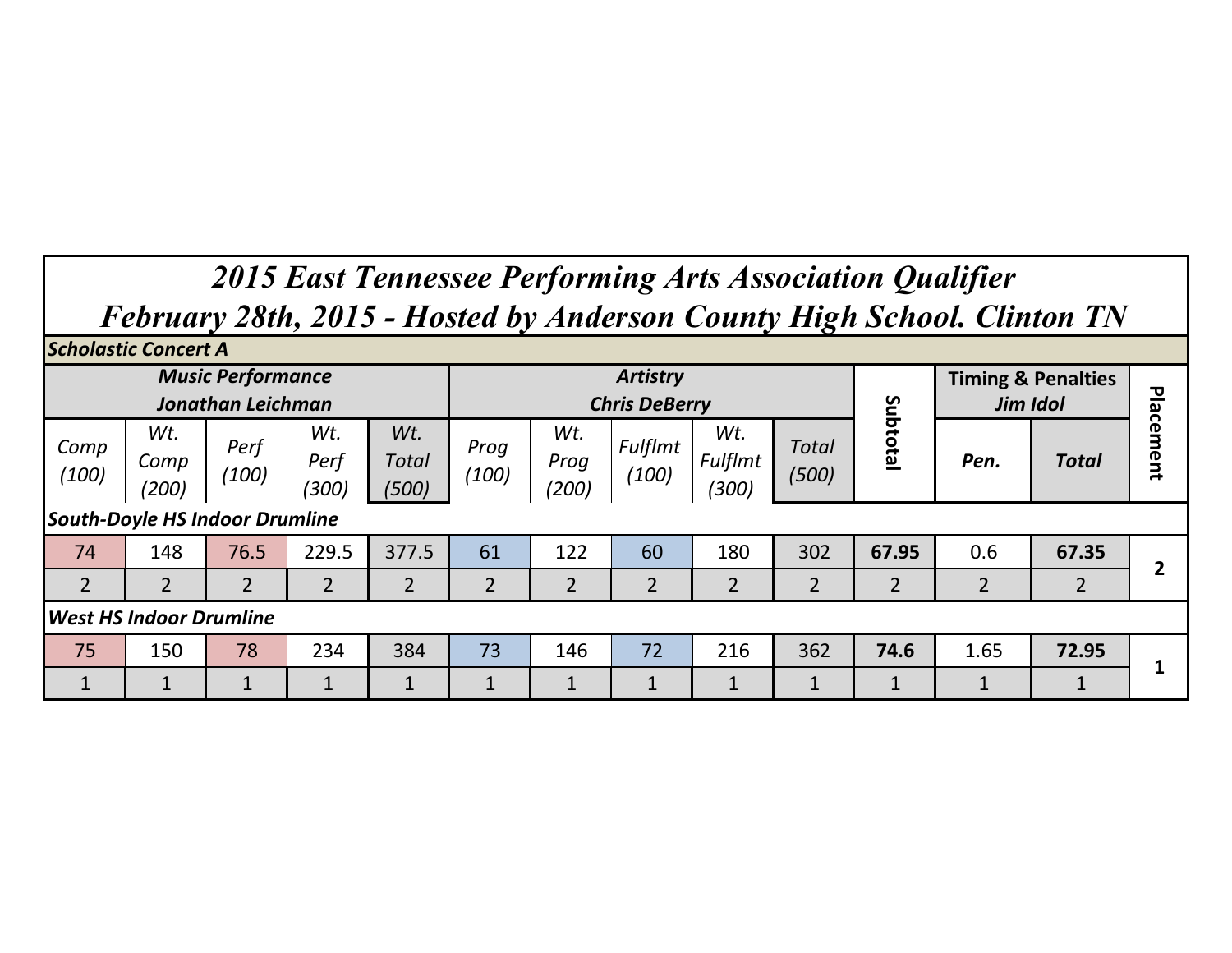# 2015 East Tennessee Performing Arts Association Qualifier

## February 28th, 2015 - Hosted by Anderson County High School. Clinton TN

### Scholastic Concert A

| Music Performance<br>Jonathan Leichman | | | | | Artistry<br>Chris DeBerry | | | | | Subtotal | Timing & Penalties<br>Jim Idol | | Placement |
|---|---|---|---|---|---|---|---|---|---|---|---|---|---|
| Comp (100) | Wt. Comp (200) | Perf (100) | Wt. Perf (300) | Wt. Total (500) | Prog (100) | Wt. Prog (200) | Fulflmt (100) | Wt. Fulflmt (300) | Total (500) | | Pen. | Total | |
| **South-Doyle HS Indoor Drumline** | | | | | | | | | | | | | |
| 74 | 148 | 76.5 | 229.5 | 377.5 | 61 | 122 | 60 | 180 | 302 | **67.95** | 0.6 | **67.35** | **2** |
| 2 | 2 | 2 | 2 | 2 | 2 | 2 | 2 | 2 | 2 | 2 | 2 | 2 | |
| **West HS Indoor Drumline** | | | | | | | | | | | | | |
| 75 | 150 | 78 | 234 | 384 | 73 | 146 | 72 | 216 | 362 | **74.6** | 1.65 | **72.95** | **1** |
| 1 | 1 | 1 | 1 | 1 | 1 | 1 | 1 | 1 | 1 | 1 | 1 | 1 | |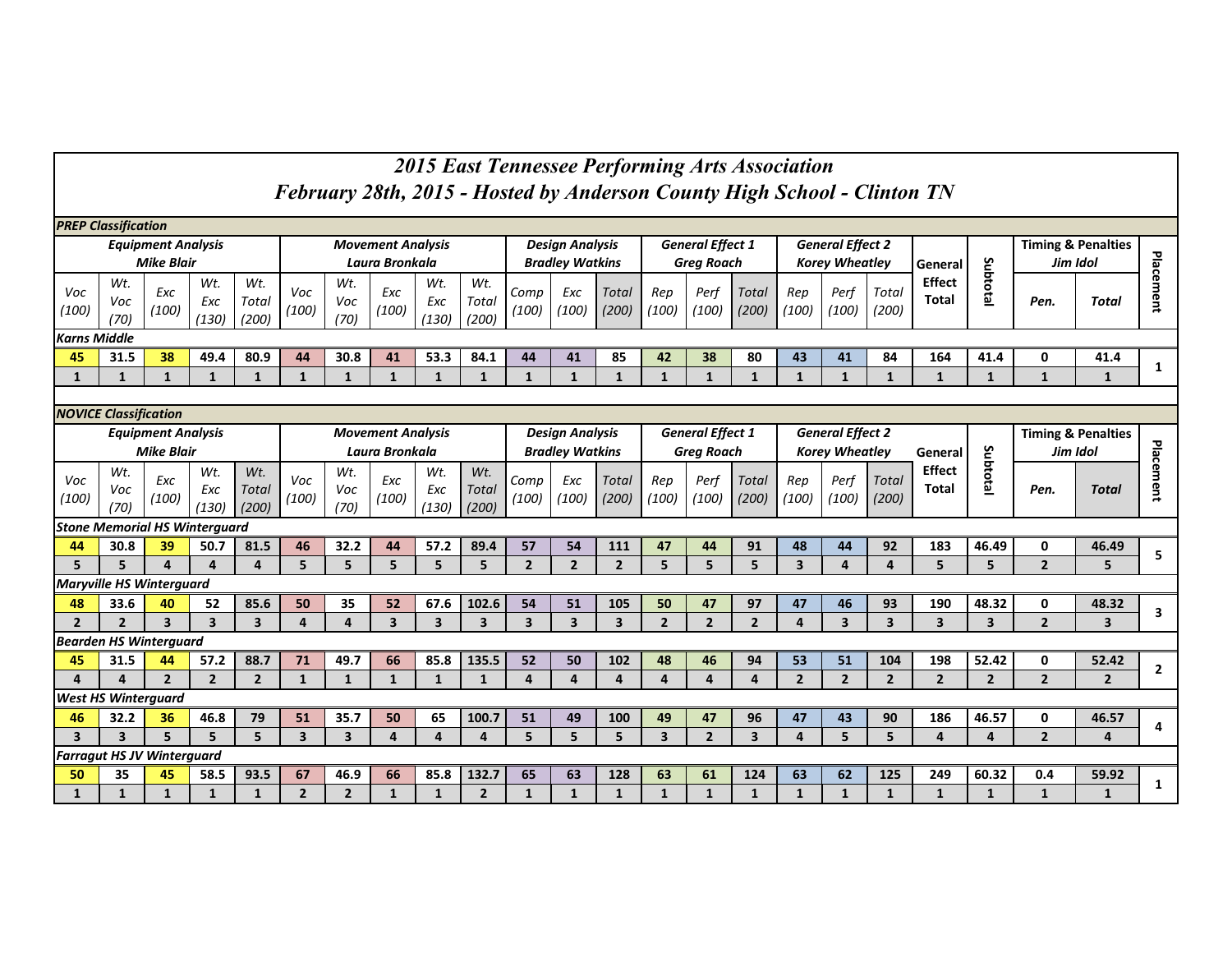# 2015 East Tennessee Performing Arts Association

## February 28th, 2015 - Hosted by Anderson County High School - Clinton TN

### PREP Classification

| Equipment Analysis Mike Blair | | | | | Movement Analysis Laura Bronkala | | | | | Design Analysis Bradley Watkins | | | General Effect 1 Greg Roach | | | General Effect 2 Korey Wheatley | | | General Effect Total | Subtotal | Timing & Penalties Jim Idol | | Placement |
|---|---|---|---|---|---|---|---|---|---|---|---|---|---|---|---|---|---|---|---|---|---|---|---|
| Voc (100) | Wt. Voc (70) | Exc (100) | Wt. Exc (130) | Wt. Total (200) | Voc (100) | Wt. Voc (70) | Exc (100) | Wt. Exc (130) | Wt. Total (200) | Comp (100) | Exc (100) | Total (200) | Rep (100) | Perf (100) | Total (200) | Rep (100) | Perf (100) | Total (200) | | | Pen. | Total | |
| **Karns Middle** | | | | | | | | | | | | | | | | | | | | | | | |
| 45 | 31.5 | 38 | 49.4 | 80.9 | 44 | 30.8 | 41 | 53.3 | 84.1 | 44 | 41 | 85 | 42 | 38 | 80 | 43 | 41 | 84 | 164 | 41.4 | 0 | 41.4 | 1 |
| 1 | 1 | 1 | 1 | 1 | 1 | 1 | 1 | 1 | 1 | 1 | 1 | 1 | 1 | 1 | 1 | 1 | 1 | 1 | 1 | 1 | 1 | 1 | |

### NOVICE Classification

| Equipment Analysis Mike Blair | | | | | Movement Analysis Laura Bronkala | | | | | Design Analysis Bradley Watkins | | | General Effect 1 Greg Roach | | | General Effect 2 Korey Wheatley | | | General Effect Total | Subtotal | Timing & Penalties Jim Idol | | Placement |
|---|---|---|---|---|---|---|---|---|---|---|---|---|---|---|---|---|---|---|---|---|---|---|---|
| Voc (100) | Wt. Voc (70) | Exc (100) | Wt. Exc (130) | Wt. Total (200) | Voc (100) | Wt. Voc (70) | Exc (100) | Wt. Exc (130) | Wt. Total (200) | Comp (100) | Exc (100) | Total (200) | Rep (100) | Perf (100) | Total (200) | Rep (100) | Perf (100) | Total (200) | | | Pen. | Total | |
| **Stone Memorial HS Winterguard** | | | | | | | | | | | | | | | | | | | | | | | |
| 44 | 30.8 | 39 | 50.7 | 81.5 | 46 | 32.2 | 44 | 57.2 | 89.4 | 57 | 54 | 111 | 47 | 44 | 91 | 48 | 44 | 92 | 183 | 46.49 | 0 | 46.49 | 5 |
| 5 | 5 | 4 | 4 | 4 | 5 | 5 | 5 | 5 | 5 | 2 | 2 | 2 | 5 | 5 | 5 | 3 | 4 | 4 | 5 | 5 | 2 | 5 | |
| **Maryville HS Winterguard** | | | | | | | | | | | | | | | | | | | | | | | |
| 48 | 33.6 | 40 | 52 | 85.6 | 50 | 35 | 52 | 67.6 | 102.6 | 54 | 51 | 105 | 50 | 47 | 97 | 47 | 46 | 93 | 190 | 48.32 | 0 | 48.32 | 3 |
| 2 | 2 | 3 | 3 | 3 | 4 | 4 | 3 | 3 | 3 | 3 | 3 | 3 | 2 | 2 | 2 | 4 | 3 | 3 | 3 | 3 | 2 | 3 | |
| **Bearden HS Winterguard** | | | | | | | | | | | | | | | | | | | | | | | |
| 45 | 31.5 | 44 | 57.2 | 88.7 | 71 | 49.7 | 66 | 85.8 | 135.5 | 52 | 50 | 102 | 48 | 46 | 94 | 53 | 51 | 104 | 198 | 52.42 | 0 | 52.42 | 2 |
| 4 | 4 | 2 | 2 | 2 | 1 | 1 | 1 | 1 | 1 | 4 | 4 | 4 | 4 | 4 | 4 | 2 | 2 | 2 | 2 | 2 | 2 | 2 | |
| **West HS Winterguard** | | | | | | | | | | | | | | | | | | | | | | | |
| 46 | 32.2 | 36 | 46.8 | 79 | 51 | 35.7 | 50 | 65 | 100.7 | 51 | 49 | 100 | 49 | 47 | 96 | 47 | 43 | 90 | 186 | 46.57 | 0 | 46.57 | 4 |
| 3 | 3 | 5 | 5 | 5 | 3 | 3 | 4 | 4 | 4 | 5 | 5 | 5 | 3 | 2 | 3 | 4 | 5 | 5 | 4 | 4 | 2 | 4 | |
| **Farragut HS JV Winterguard** | | | | | | | | | | | | | | | | | | | | | | | |
| 50 | 35 | 45 | 58.5 | 93.5 | 67 | 46.9 | 66 | 85.8 | 132.7 | 65 | 63 | 128 | 63 | 61 | 124 | 63 | 62 | 125 | 249 | 60.32 | 0.4 | 59.92 | 1 |
| 1 | 1 | 1 | 1 | 1 | 2 | 2 | 1 | 1 | 2 | 1 | 1 | 1 | 1 | 1 | 1 | 1 | 1 | 1 | 1 | 1 | 1 | 1 | |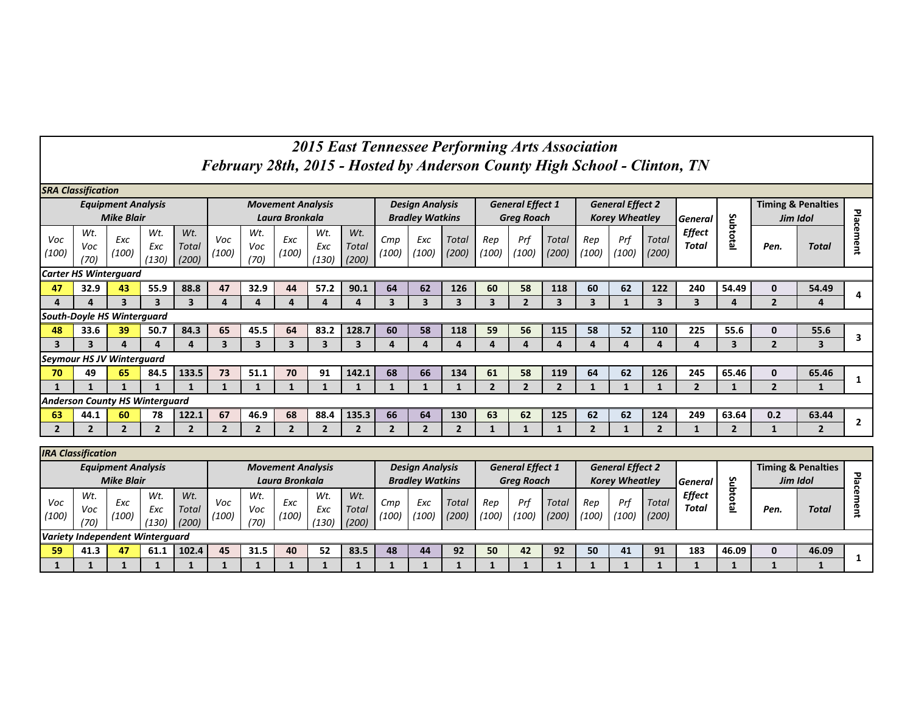# 2015 East Tennessee Performing Arts Association
## February 28th, 2015 - Hosted by Anderson County High School - Clinton, TN

### SRA Classification

| Equipment Analysis Mike Blair | | | | | Movement Analysis Laura Bronkala | | | | | Design Analysis Bradley Watkins | | | General Effect 1 Greg Roach | | | General Effect 2 Korey Wheatley | | | General Effect Total | Subtotal | Timing & Penalties Jim Idol | | Placement |
|---|---|---|---|---|---|---|---|---|---|---|---|---|---|---|---|---|---|---|---|---|---|---|---|
| Voc (100) | Wt. Voc (70) | Exc (100) | Wt. Exc (130) | Wt. Total (200) | Voc (100) | Wt. Voc (70) | Exc (100) | Wt. Exc (130) | Wt. Total (200) | Cmp (100) | Exc (100) | Total (200) | Rep (100) | Prf (100) | Total (200) | Rep (100) | Prf (100) | Total (200) | | | Pen. | Total | |
| **Carter HS Winterguard** | | | | | | | | | | | | | | | | | | | | | | | |
| 47 | 32.9 | 43 | 55.9 | 88.8 | 47 | 32.9 | 44 | 57.2 | 90.1 | 64 | 62 | 126 | 60 | 58 | 118 | 60 | 62 | 122 | 240 | 54.49 | 0 | 54.49 | 4 |
| 4 | 4 | 3 | 3 | 3 | 4 | 4 | 4 | 4 | 4 | 3 | 3 | 3 | 3 | 2 | 3 | 3 | 1 | 3 | 3 | 4 | 2 | 4 | |
| **South-Doyle HS Winterguard** | | | | | | | | | | | | | | | | | | | | | | | |
| 48 | 33.6 | 39 | 50.7 | 84.3 | 65 | 45.5 | 64 | 83.2 | 128.7 | 60 | 58 | 118 | 59 | 56 | 115 | 58 | 52 | 110 | 225 | 55.6 | 0 | 55.6 | 3 |
| 3 | 3 | 4 | 4 | 4 | 3 | 3 | 3 | 3 | 3 | 4 | 4 | 4 | 4 | 4 | 4 | 4 | 4 | 4 | 4 | 3 | 2 | 3 | |
| **Seymour HS JV Winterguard** | | | | | | | | | | | | | | | | | | | | | | | |
| 70 | 49 | 65 | 84.5 | 133.5 | 73 | 51.1 | 70 | 91 | 142.1 | 68 | 66 | 134 | 61 | 58 | 119 | 64 | 62 | 126 | 245 | 65.46 | 0 | 65.46 | 1 |
| 1 | 1 | 1 | 1 | 1 | 1 | 1 | 1 | 1 | 1 | 1 | 1 | 1 | 2 | 2 | 2 | 1 | 1 | 1 | 2 | 1 | 2 | 1 | |
| **Anderson County HS Winterguard** | | | | | | | | | | | | | | | | | | | | | | | |
| 63 | 44.1 | 60 | 78 | 122.1 | 67 | 46.9 | 68 | 88.4 | 135.3 | 66 | 64 | 130 | 63 | 62 | 125 | 62 | 62 | 124 | 249 | 63.64 | 0.2 | 63.44 | 2 |
| 2 | 2 | 2 | 2 | 2 | 2 | 2 | 2 | 2 | 2 | 2 | 2 | 2 | 1 | 1 | 1 | 2 | 1 | 2 | 1 | 2 | 1 | 2 | |

### IRA Classification

| Equipment Analysis Mike Blair | | | | | Movement Analysis Laura Bronkala | | | | | Design Analysis Bradley Watkins | | | General Effect 1 Greg Roach | | | General Effect 2 Korey Wheatley | | | General Effect Total | Subtotal | Timing & Penalties Jim Idol | | Placement |
|---|---|---|---|---|---|---|---|---|---|---|---|---|---|---|---|---|---|---|---|---|---|---|---|
| Voc (100) | Wt. Voc (70) | Exc (100) | Wt. Exc (130) | Wt. Total (200) | Voc (100) | Wt. Voc (70) | Exc (100) | Wt. Exc (130) | Wt. Total (200) | Cmp (100) | Exc (100) | Total (200) | Rep (100) | Prf (100) | Total (200) | Rep (100) | Prf (100) | Total (200) | | | Pen. | Total | |
| **Variety Independent Winterguard** | | | | | | | | | | | | | | | | | | | | | | | |
| 59 | 41.3 | 47 | 61.1 | 102.4 | 45 | 31.5 | 40 | 52 | 83.5 | 48 | 44 | 92 | 50 | 42 | 92 | 50 | 41 | 91 | 183 | 46.09 | 0 | 46.09 | 1 |
| 1 | 1 | 1 | 1 | 1 | 1 | 1 | 1 | 1 | 1 | 1 | 1 | 1 | 1 | 1 | 1 | 1 | 1 | 1 | 1 | 1 | 1 | 1 | |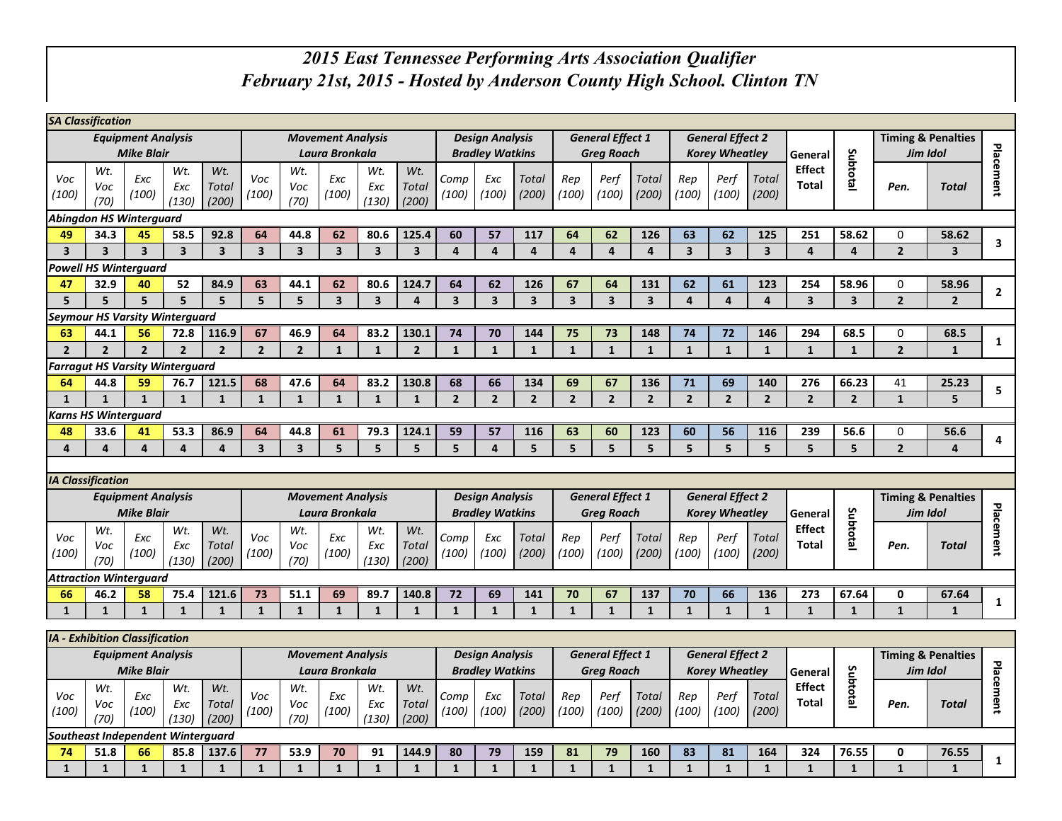# 2015 East Tennessee Performing Arts Association Qualifier
## February 21st, 2015 - Hosted by Anderson County High School. Clinton TN

### SA Classification

| Equipment Analysis Mike Blair | | | | | Movement Analysis Laura Bronkala | | | | | Design Analysis Bradley Watkins | | | General Effect 1 Greg Roach | | | General Effect 2 Korey Wheatley | | | General Effect Total | Subtotal | Timing & Penalties Jim Idol | | Placement |
|---|---|---|---|---|---|---|---|---|---|---|---|---|---|---|---|---|---|---|---|---|---|---|---|
| Voc (100) | Wt. Voc (70) | Exc (100) | Wt. Exc (130) | Wt. Total (200) | Voc (100) | Wt. Voc (70) | Exc (100) | Wt. Exc (130) | Wt. Total (200) | Comp (100) | Exc (100) | Total (200) | Rep (100) | Perf (100) | Total (200) | Rep (100) | Perf (100) | Total (200) | | | Pen. | Total | |
| **Abingdon HS Winterguard** | | | | | | | | | | | | | | | | | | | | | | | |
| 49 | 34.3 | 45 | 58.5 | 92.8 | 64 | 44.8 | 62 | 80.6 | 125.4 | 60 | 57 | 117 | 64 | 62 | 126 | 63 | 62 | 125 | 251 | 58.62 | 0 | 58.62 | 3 |
| 3 | 3 | 3 | 3 | 3 | 3 | 3 | 3 | 3 | 3 | 4 | 4 | 4 | 4 | 4 | 4 | 3 | 3 | 3 | 4 | 4 | 2 | 3 | |
| **Powell HS Winterguard** | | | | | | | | | | | | | | | | | | | | | | | |
| 47 | 32.9 | 40 | 52 | 84.9 | 63 | 44.1 | 62 | 80.6 | 124.7 | 64 | 62 | 126 | 67 | 64 | 131 | 62 | 61 | 123 | 254 | 58.96 | 0 | 58.96 | 2 |
| 5 | 5 | 5 | 5 | 5 | 5 | 5 | 3 | 3 | 4 | 3 | 3 | 3 | 3 | 3 | 3 | 4 | 4 | 4 | 3 | 3 | 2 | 2 | |
| **Seymour HS Varsity Winterguard** | | | | | | | | | | | | | | | | | | | | | | | |
| 63 | 44.1 | 56 | 72.8 | 116.9 | 67 | 46.9 | 64 | 83.2 | 130.1 | 74 | 70 | 144 | 75 | 73 | 148 | 74 | 72 | 146 | 294 | 68.5 | 0 | 68.5 | 1 |
| 2 | 2 | 2 | 2 | 2 | 2 | 2 | 1 | 1 | 2 | 1 | 1 | 1 | 1 | 1 | 1 | 1 | 1 | 1 | 1 | 1 | 2 | 1 | |
| **Farragut HS Varsity Winterguard** | | | | | | | | | | | | | | | | | | | | | | | |
| 64 | 44.8 | 59 | 76.7 | 121.5 | 68 | 47.6 | 64 | 83.2 | 130.8 | 68 | 66 | 134 | 69 | 67 | 136 | 71 | 69 | 140 | 276 | 66.23 | 41 | 25.23 | 5 |
| 1 | 1 | 1 | 1 | 1 | 1 | 1 | 1 | 1 | 1 | 2 | 2 | 2 | 2 | 2 | 2 | 2 | 2 | 2 | 2 | 2 | 1 | 5 | |
| **Karns HS Winterguard** | | | | | | | | | | | | | | | | | | | | | | | |
| 48 | 33.6 | 41 | 53.3 | 86.9 | 64 | 44.8 | 61 | 79.3 | 124.1 | 59 | 57 | 116 | 63 | 60 | 123 | 60 | 56 | 116 | 239 | 56.6 | 0 | 56.6 | 4 |
| 4 | 4 | 4 | 4 | 4 | 3 | 3 | 5 | 5 | 5 | 5 | 4 | 5 | 5 | 5 | 5 | 5 | 5 | 5 | 5 | 5 | 2 | 4 | |

### IA Classification

| Equipment Analysis Mike Blair | | | | | Movement Analysis Laura Bronkala | | | | | Design Analysis Bradley Watkins | | | General Effect 1 Greg Roach | | | General Effect 2 Korey Wheatley | | | General Effect Total | Subtotal | Timing & Penalties Jim Idol | | Placement |
|---|---|---|---|---|---|---|---|---|---|---|---|---|---|---|---|---|---|---|---|---|---|---|---|
| Voc (100) | Wt. Voc (70) | Exc (100) | Wt. Exc (130) | Wt. Total (200) | Voc (100) | Wt. Voc (70) | Exc (100) | Wt. Exc (130) | Wt. Total (200) | Comp (100) | Exc (100) | Total (200) | Rep (100) | Perf (100) | Total (200) | Rep (100) | Perf (100) | Total (200) | | | Pen. | Total | |
| **Attraction Winterguard** | | | | | | | | | | | | | | | | | | | | | | | |
| 66 | 46.2 | 58 | 75.4 | 121.6 | 73 | 51.1 | 69 | 89.7 | 140.8 | 72 | 69 | 141 | 70 | 67 | 137 | 70 | 66 | 136 | 273 | 67.64 | 0 | 67.64 | 1 |
| 1 | 1 | 1 | 1 | 1 | 1 | 1 | 1 | 1 | 1 | 1 | 1 | 1 | 1 | 1 | 1 | 1 | 1 | 1 | 1 | 1 | 1 | 1 | |

### IA - Exhibition Classification

| Equipment Analysis Mike Blair | | | | | Movement Analysis Laura Bronkala | | | | | Design Analysis Bradley Watkins | | | General Effect 1 Greg Roach | | | General Effect 2 Korey Wheatley | | | General Effect Total | Subtotal | Timing & Penalties Jim Idol | | Placement |
|---|---|---|---|---|---|---|---|---|---|---|---|---|---|---|---|---|---|---|---|---|---|---|---|
| Voc (100) | Wt. Voc (70) | Exc (100) | Wt. Exc (130) | Wt. Total (200) | Voc (100) | Wt. Voc (70) | Exc (100) | Wt. Exc (130) | Wt. Total (200) | Comp (100) | Exc (100) | Total (200) | Rep (100) | Perf (100) | Total (200) | Rep (100) | Perf (100) | Total (200) | | | Pen. | Total | |
| **Southeast Independent Winterguard** | | | | | | | | | | | | | | | | | | | | | | | |
| 74 | 51.8 | 66 | 85.8 | 137.6 | 77 | 53.9 | 70 | 91 | 144.9 | 80 | 79 | 159 | 81 | 79 | 160 | 83 | 81 | 164 | 324 | 76.55 | 0 | 76.55 | 1 |
| 1 | 1 | 1 | 1 | 1 | 1 | 1 | 1 | 1 | 1 | 1 | 1 | 1 | 1 | 1 | 1 | 1 | 1 | 1 | 1 | 1 | 1 | 1 | |